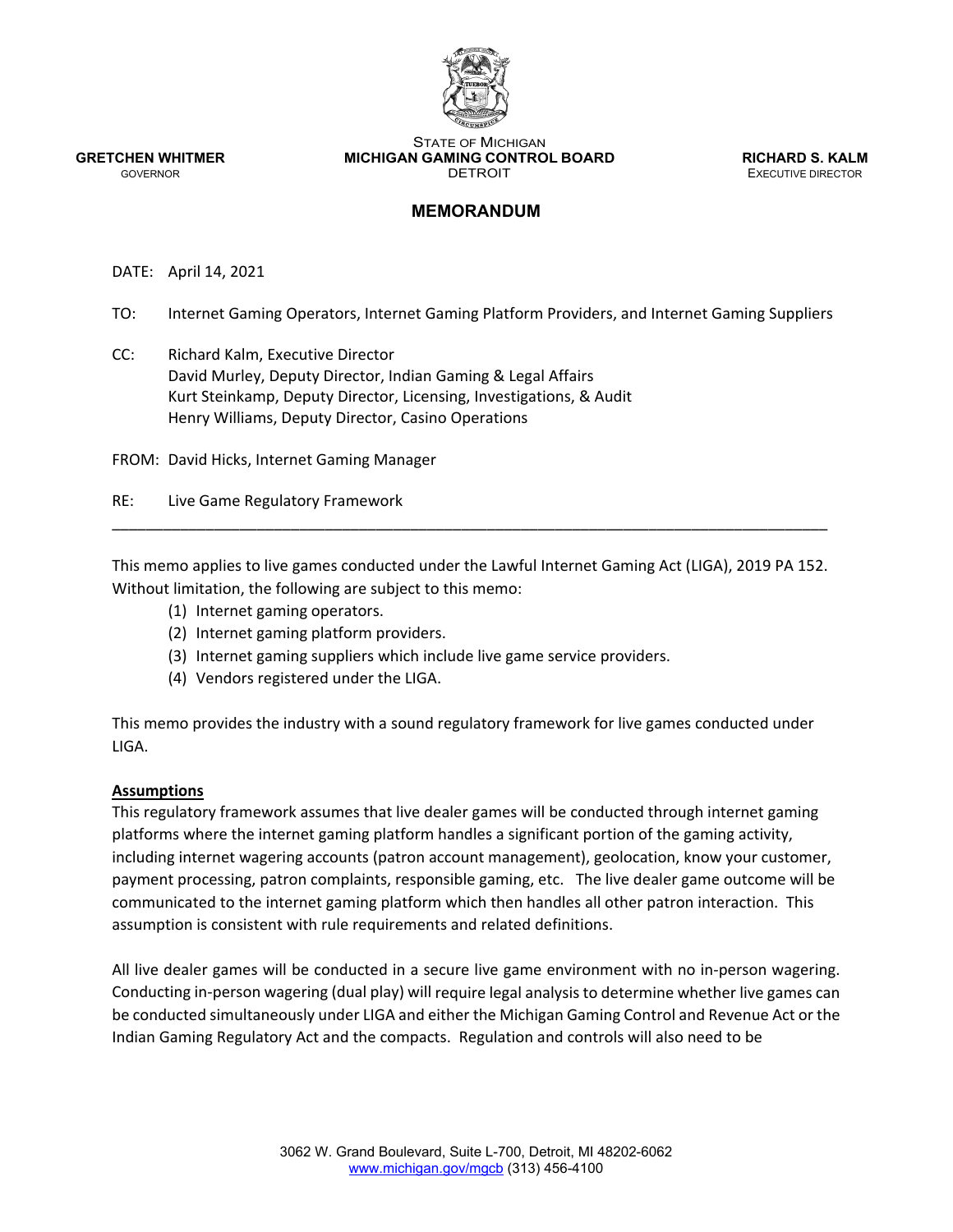**GRETCHEN WHITMER**
GOVERNOR

STATE OF MICHIGAN
**MICHIGAN GAMING CONTROL BOARD**
DETROIT

**RICHARD S. KALM**
EXECUTIVE DIRECTOR

## MEMORANDUM

DATE: April 14, 2021

TO: Internet Gaming Operators, Internet Gaming Platform Providers, and Internet Gaming Suppliers

CC: Richard Kalm, Executive Director
David Murley, Deputy Director, Indian Gaming & Legal Affairs
Kurt Steinkamp, Deputy Director, Licensing, Investigations, & Audit
Henry Williams, Deputy Director, Casino Operations

FROM: David Hicks, Internet Gaming Manager

RE: Live Game Regulatory Framework

---

This memo applies to live games conducted under the Lawful Internet Gaming Act (LIGA), 2019 PA 152. Without limitation, the following are subject to this memo:

(1) Internet gaming operators.
(2) Internet gaming platform providers.
(3) Internet gaming suppliers which include live game service providers.
(4) Vendors registered under the LIGA.

This memo provides the industry with a sound regulatory framework for live games conducted under LIGA.

**Assumptions**

This regulatory framework assumes that live dealer games will be conducted through internet gaming platforms where the internet gaming platform handles a significant portion of the gaming activity, including internet wagering accounts (patron account management), geolocation, know your customer, payment processing, patron complaints, responsible gaming, etc. The live dealer game outcome will be communicated to the internet gaming platform which then handles all other patron interaction. This assumption is consistent with rule requirements and related definitions.

All live dealer games will be conducted in a secure live game environment with no in-person wagering. Conducting in-person wagering (dual play) will require legal analysis to determine whether live games can be conducted simultaneously under LIGA and either the Michigan Gaming Control and Revenue Act or the Indian Gaming Regulatory Act and the compacts. Regulation and controls will also need to be

3062 W. Grand Boulevard, Suite L-700, Detroit, MI 48202-6062
www.michigan.gov/mgcb (313) 456-4100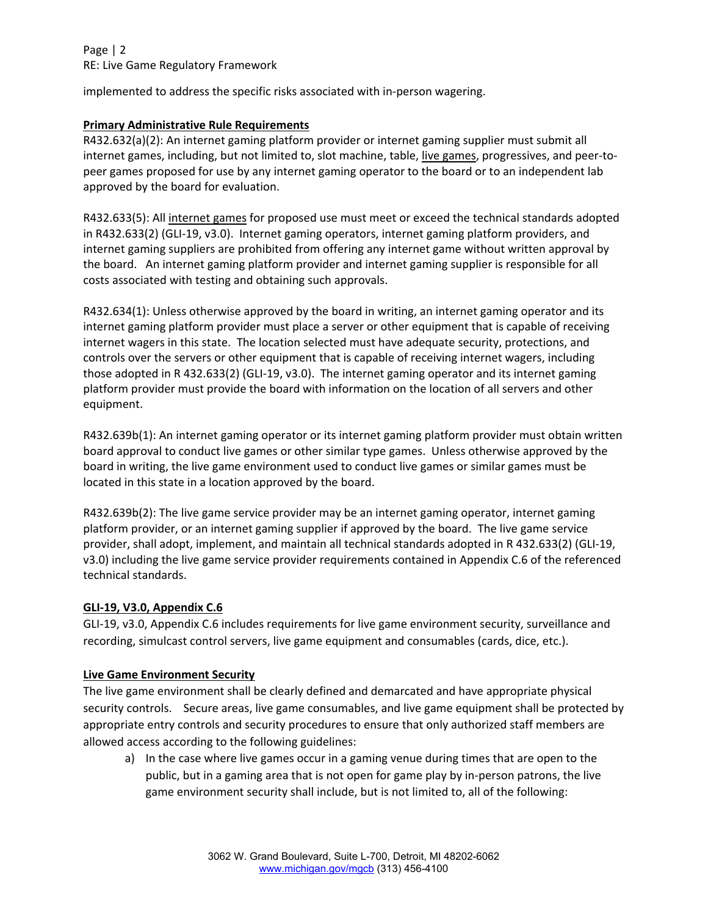implemented to address the specific risks associated with in-person wagering.

**Primary Administrative Rule Requirements**

R432.632(a)(2): An internet gaming platform provider or internet gaming supplier must submit all internet games, including, but not limited to, slot machine, table, live games, progressives, and peer-to-peer games proposed for use by any internet gaming operator to the board or to an independent lab approved by the board for evaluation.

R432.633(5): All internet games for proposed use must meet or exceed the technical standards adopted in R432.633(2) (GLI-19, v3.0). Internet gaming operators, internet gaming platform providers, and internet gaming suppliers are prohibited from offering any internet game without written approval by the board. An internet gaming platform provider and internet gaming supplier is responsible for all costs associated with testing and obtaining such approvals.

R432.634(1): Unless otherwise approved by the board in writing, an internet gaming operator and its internet gaming platform provider must place a server or other equipment that is capable of receiving internet wagers in this state. The location selected must have adequate security, protections, and controls over the servers or other equipment that is capable of receiving internet wagers, including those adopted in R 432.633(2) (GLI-19, v3.0). The internet gaming operator and its internet gaming platform provider must provide the board with information on the location of all servers and other equipment.

R432.639b(1): An internet gaming operator or its internet gaming platform provider must obtain written board approval to conduct live games or other similar type games. Unless otherwise approved by the board in writing, the live game environment used to conduct live games or similar games must be located in this state in a location approved by the board.

R432.639b(2): The live game service provider may be an internet gaming operator, internet gaming platform provider, or an internet gaming supplier if approved by the board. The live game service provider, shall adopt, implement, and maintain all technical standards adopted in R 432.633(2) (GLI-19, v3.0) including the live game service provider requirements contained in Appendix C.6 of the referenced technical standards.

**GLI-19, V3.0, Appendix C.6**

GLI-19, v3.0, Appendix C.6 includes requirements for live game environment security, surveillance and recording, simulcast control servers, live game equipment and consumables (cards, dice, etc.).

**Live Game Environment Security**

The live game environment shall be clearly defined and demarcated and have appropriate physical security controls. Secure areas, live game consumables, and live game equipment shall be protected by appropriate entry controls and security procedures to ensure that only authorized staff members are allowed access according to the following guidelines:

a) In the case where live games occur in a gaming venue during times that are open to the public, but in a gaming area that is not open for game play by in-person patrons, the live game environment security shall include, but is not limited to, all of the following: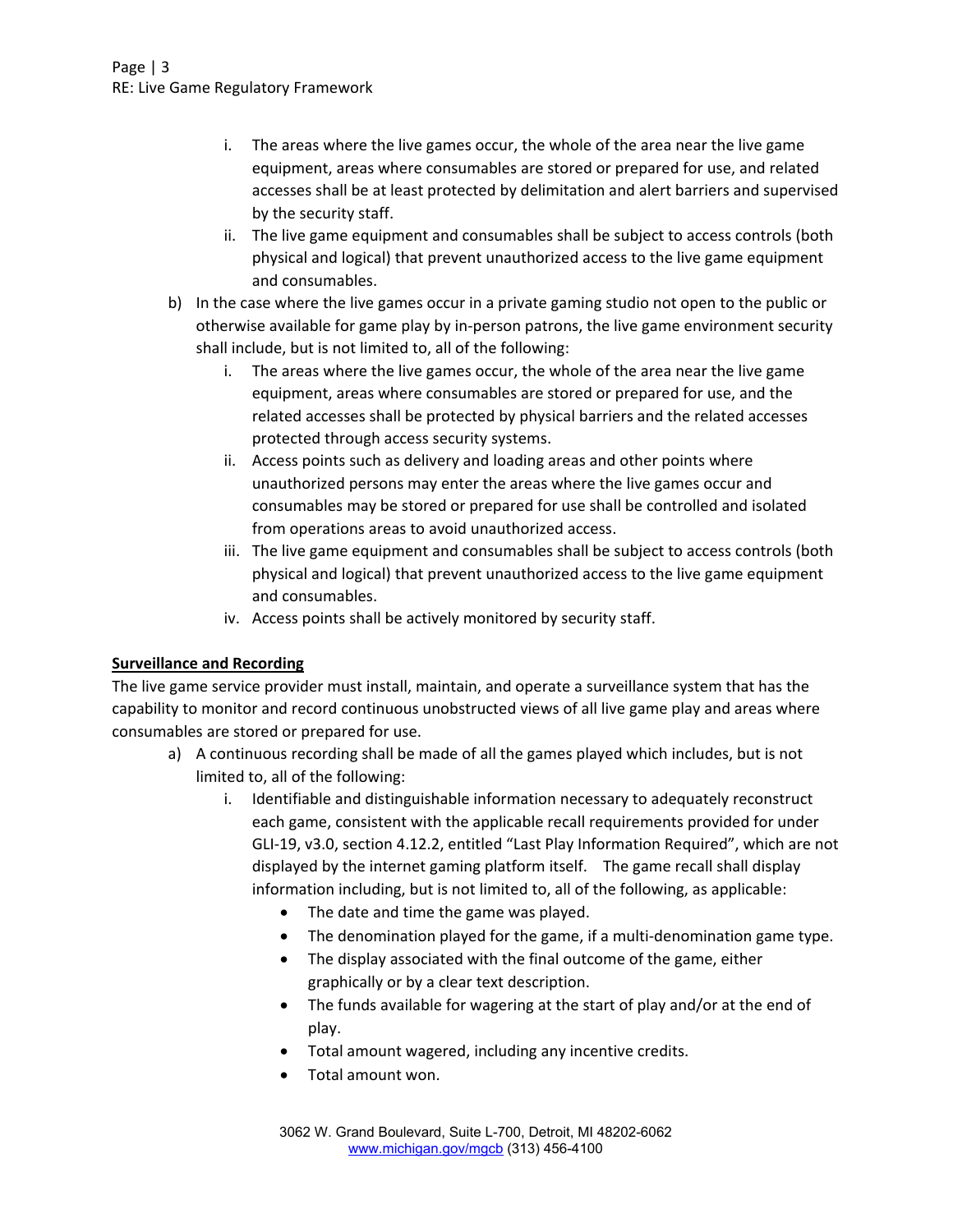i. The areas where the live games occur, the whole of the area near the live game equipment, areas where consumables are stored or prepared for use, and related accesses shall be at least protected by delimitation and alert barriers and supervised by the security staff.
ii. The live game equipment and consumables shall be subject to access controls (both physical and logical) that prevent unauthorized access to the live game equipment and consumables.

b) In the case where the live games occur in a private gaming studio not open to the public or otherwise available for game play by in-person patrons, the live game environment security shall include, but is not limited to, all of the following:
   i. The areas where the live games occur, the whole of the area near the live game equipment, areas where consumables are stored or prepared for use, and the related accesses shall be protected by physical barriers and the related accesses protected through access security systems.
   ii. Access points such as delivery and loading areas and other points where unauthorized persons may enter the areas where the live games occur and consumables may be stored or prepared for use shall be controlled and isolated from operations areas to avoid unauthorized access.
   iii. The live game equipment and consumables shall be subject to access controls (both physical and logical) that prevent unauthorized access to the live game equipment and consumables.
   iv. Access points shall be actively monitored by security staff.

**<u>Surveillance and Recording</u>**

The live game service provider must install, maintain, and operate a surveillance system that has the capability to monitor and record continuous unobstructed views of all live game play and areas where consumables are stored or prepared for use.

a) A continuous recording shall be made of all the games played which includes, but is not limited to, all of the following:
   i. Identifiable and distinguishable information necessary to adequately reconstruct each game, consistent with the applicable recall requirements provided for under GLI-19, v3.0, section 4.12.2, entitled "Last Play Information Required", which are not displayed by the internet gaming platform itself. The game recall shall display information including, but is not limited to, all of the following, as applicable:
      - The date and time the game was played.
      - The denomination played for the game, if a multi-denomination game type.
      - The display associated with the final outcome of the game, either graphically or by a clear text description.
      - The funds available for wagering at the start of play and/or at the end of play.
      - Total amount wagered, including any incentive credits.
      - Total amount won.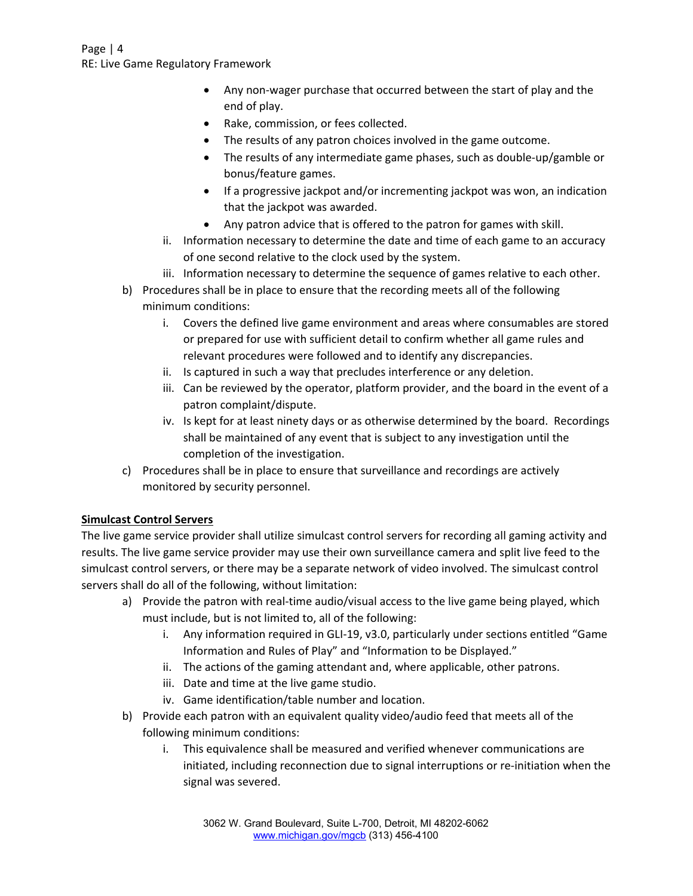- Any non-wager purchase that occurred between the start of play and the end of play.
- Rake, commission, or fees collected.
- The results of any patron choices involved in the game outcome.
- The results of any intermediate game phases, such as double-up/gamble or bonus/feature games.
- If a progressive jackpot and/or incrementing jackpot was won, an indication that the jackpot was awarded.
- Any patron advice that is offered to the patron for games with skill.

ii. Information necessary to determine the date and time of each game to an accuracy of one second relative to the clock used by the system.

iii. Information necessary to determine the sequence of games relative to each other.

b) Procedures shall be in place to ensure that the recording meets all of the following minimum conditions:

i. Covers the defined live game environment and areas where consumables are stored or prepared for use with sufficient detail to confirm whether all game rules and relevant procedures were followed and to identify any discrepancies.

ii. Is captured in such a way that precludes interference or any deletion.

iii. Can be reviewed by the operator, platform provider, and the board in the event of a patron complaint/dispute.

iv. Is kept for at least ninety days or as otherwise determined by the board. Recordings shall be maintained of any event that is subject to any investigation until the completion of the investigation.

c) Procedures shall be in place to ensure that surveillance and recordings are actively monitored by security personnel.

**Simulcast Control Servers**

The live game service provider shall utilize simulcast control servers for recording all gaming activity and results. The live game service provider may use their own surveillance camera and split live feed to the simulcast control servers, or there may be a separate network of video involved. The simulcast control servers shall do all of the following, without limitation:

a) Provide the patron with real-time audio/visual access to the live game being played, which must include, but is not limited to, all of the following:

i. Any information required in GLI-19, v3.0, particularly under sections entitled "Game Information and Rules of Play" and "Information to be Displayed."

ii. The actions of the gaming attendant and, where applicable, other patrons.

iii. Date and time at the live game studio.

iv. Game identification/table number and location.

b) Provide each patron with an equivalent quality video/audio feed that meets all of the following minimum conditions:

i. This equivalence shall be measured and verified whenever communications are initiated, including reconnection due to signal interruptions or re-initiation when the signal was severed.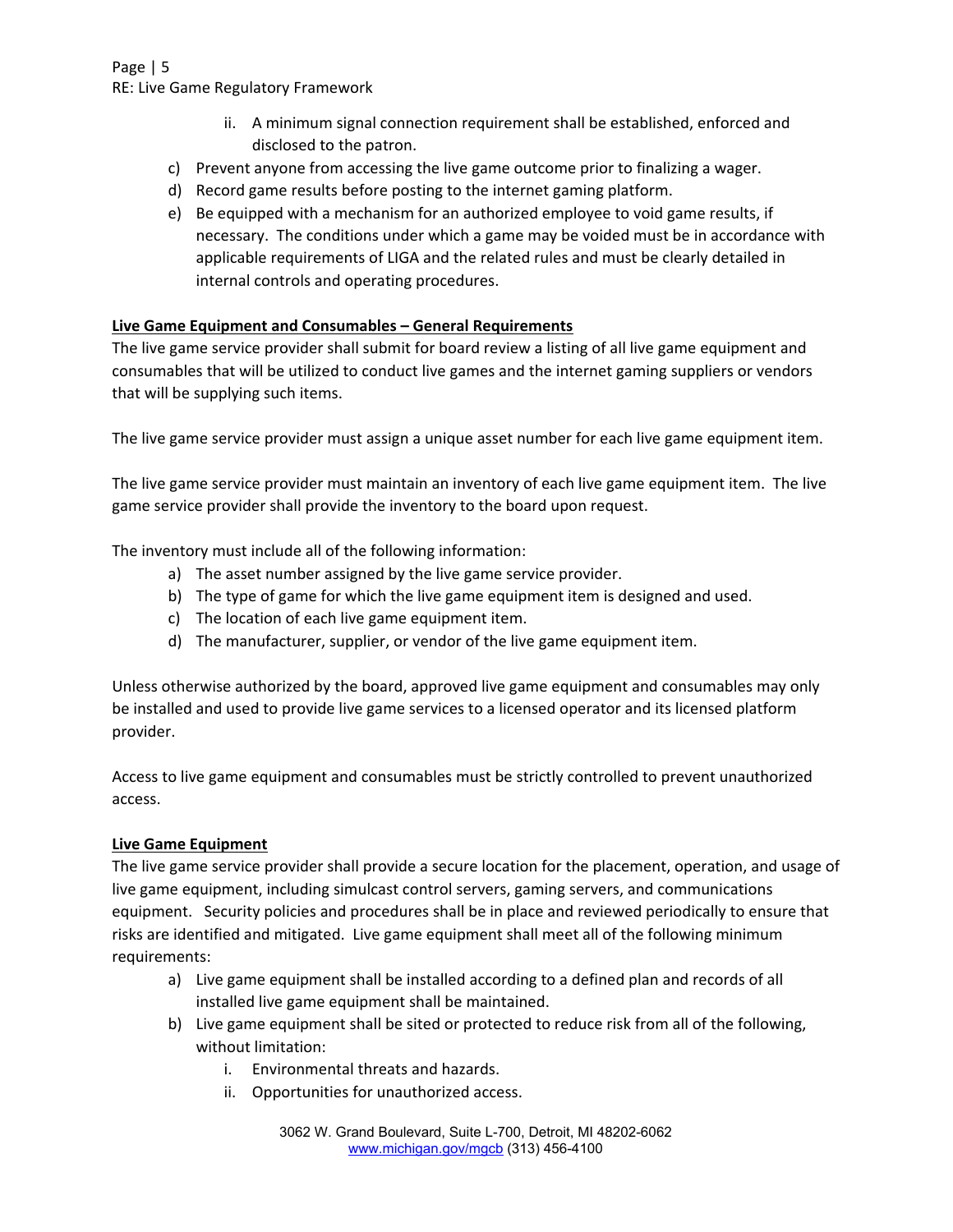ii. A minimum signal connection requirement shall be established, enforced and disclosed to the patron.

c) Prevent anyone from accessing the live game outcome prior to finalizing a wager.
d) Record game results before posting to the internet gaming platform.
e) Be equipped with a mechanism for an authorized employee to void game results, if necessary. The conditions under which a game may be voided must be in accordance with applicable requirements of LIGA and the related rules and must be clearly detailed in internal controls and operating procedures.

**Live Game Equipment and Consumables – General Requirements**

The live game service provider shall submit for board review a listing of all live game equipment and consumables that will be utilized to conduct live games and the internet gaming suppliers or vendors that will be supplying such items.

The live game service provider must assign a unique asset number for each live game equipment item.

The live game service provider must maintain an inventory of each live game equipment item. The live game service provider shall provide the inventory to the board upon request.

The inventory must include all of the following information:

a) The asset number assigned by the live game service provider.
b) The type of game for which the live game equipment item is designed and used.
c) The location of each live game equipment item.
d) The manufacturer, supplier, or vendor of the live game equipment item.

Unless otherwise authorized by the board, approved live game equipment and consumables may only be installed and used to provide live game services to a licensed operator and its licensed platform provider.

Access to live game equipment and consumables must be strictly controlled to prevent unauthorized access.

**Live Game Equipment**

The live game service provider shall provide a secure location for the placement, operation, and usage of live game equipment, including simulcast control servers, gaming servers, and communications equipment. Security policies and procedures shall be in place and reviewed periodically to ensure that risks are identified and mitigated. Live game equipment shall meet all of the following minimum requirements:

a) Live game equipment shall be installed according to a defined plan and records of all installed live game equipment shall be maintained.
b) Live game equipment shall be sited or protected to reduce risk from all of the following, without limitation:
    i. Environmental threats and hazards.
    ii. Opportunities for unauthorized access.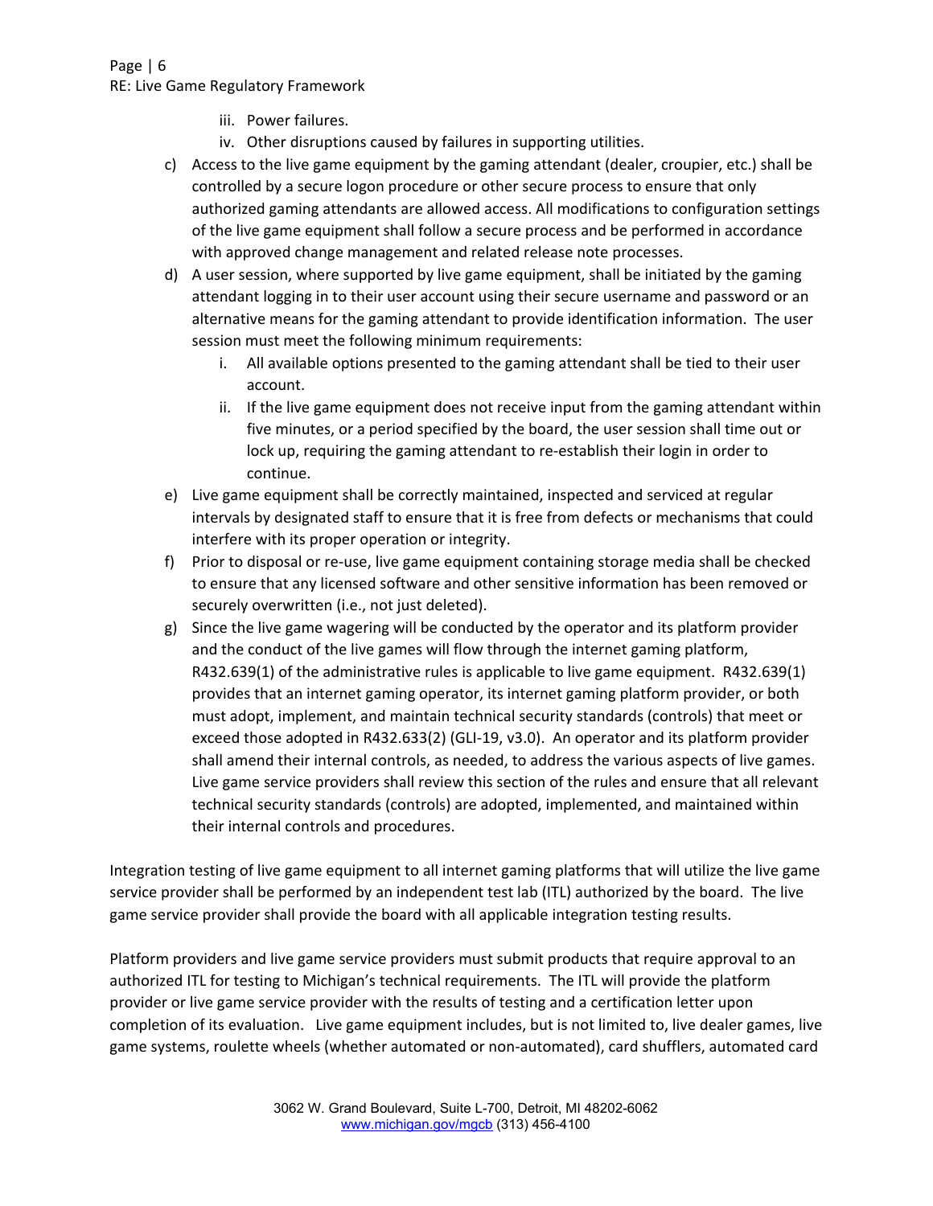iii. Power failures.
iv. Other disruptions caused by failures in supporting utilities.

c) Access to the live game equipment by the gaming attendant (dealer, croupier, etc.) shall be controlled by a secure logon procedure or other secure process to ensure that only authorized gaming attendants are allowed access. All modifications to configuration settings of the live game equipment shall follow a secure process and be performed in accordance with approved change management and related release note processes.

d) A user session, where supported by live game equipment, shall be initiated by the gaming attendant logging in to their user account using their secure username and password or an alternative means for the gaming attendant to provide identification information. The user session must meet the following minimum requirements:
   i. All available options presented to the gaming attendant shall be tied to their user account.
   ii. If the live game equipment does not receive input from the gaming attendant within five minutes, or a period specified by the board, the user session shall time out or lock up, requiring the gaming attendant to re-establish their login in order to continue.

e) Live game equipment shall be correctly maintained, inspected and serviced at regular intervals by designated staff to ensure that it is free from defects or mechanisms that could interfere with its proper operation or integrity.

f) Prior to disposal or re-use, live game equipment containing storage media shall be checked to ensure that any licensed software and other sensitive information has been removed or securely overwritten (i.e., not just deleted).

g) Since the live game wagering will be conducted by the operator and its platform provider and the conduct of the live games will flow through the internet gaming platform, R432.639(1) of the administrative rules is applicable to live game equipment. R432.639(1) provides that an internet gaming operator, its internet gaming platform provider, or both must adopt, implement, and maintain technical security standards (controls) that meet or exceed those adopted in R432.633(2) (GLI-19, v3.0). An operator and its platform provider shall amend their internal controls, as needed, to address the various aspects of live games. Live game service providers shall review this section of the rules and ensure that all relevant technical security standards (controls) are adopted, implemented, and maintained within their internal controls and procedures.

Integration testing of live game equipment to all internet gaming platforms that will utilize the live game service provider shall be performed by an independent test lab (ITL) authorized by the board. The live game service provider shall provide the board with all applicable integration testing results.

Platform providers and live game service providers must submit products that require approval to an authorized ITL for testing to Michigan's technical requirements. The ITL will provide the platform provider or live game service provider with the results of testing and a certification letter upon completion of its evaluation. Live game equipment includes, but is not limited to, live dealer games, live game systems, roulette wheels (whether automated or non-automated), card shufflers, automated card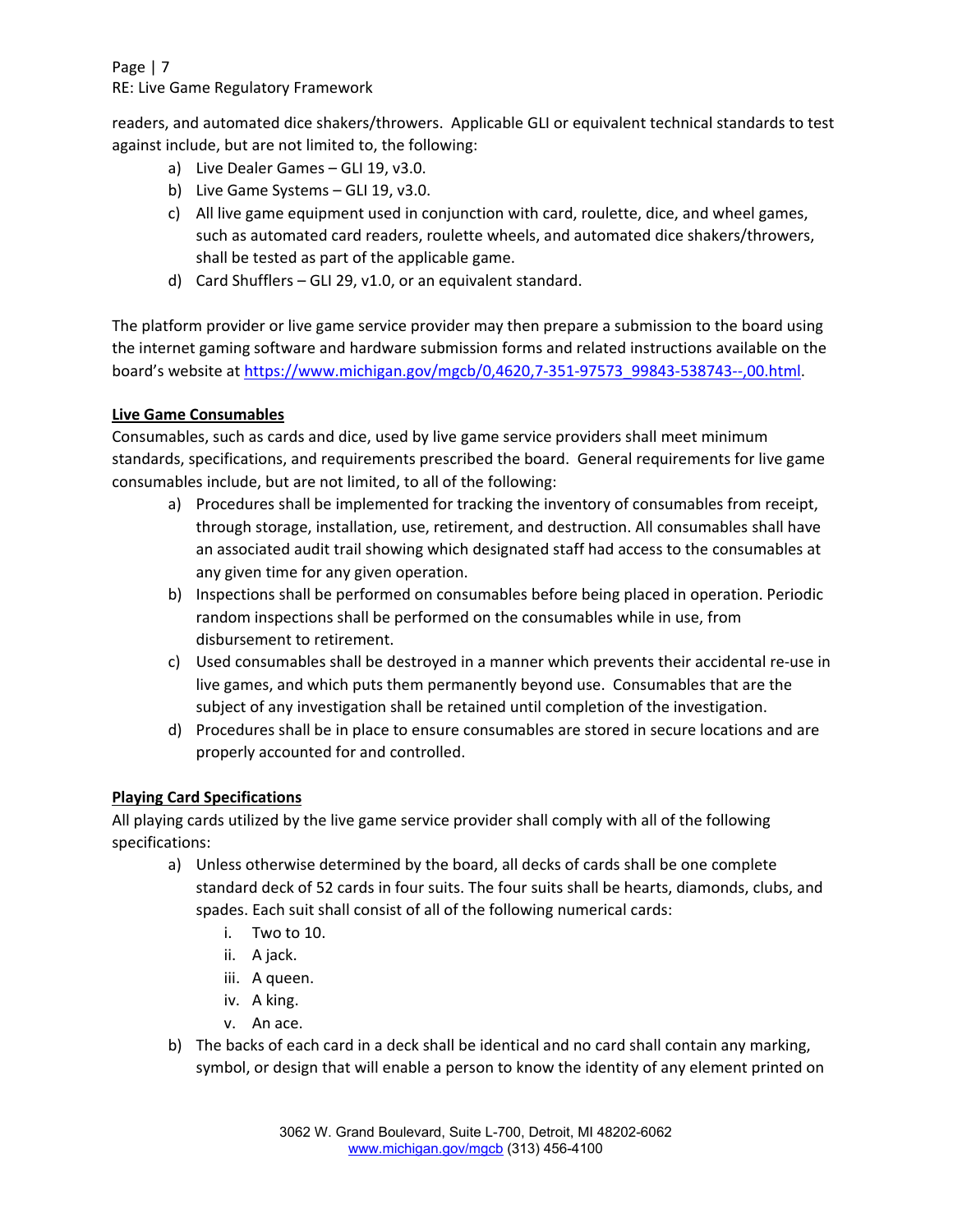readers, and automated dice shakers/throwers. Applicable GLI or equivalent technical standards to test against include, but are not limited to, the following:

a) Live Dealer Games – GLI 19, v3.0.
b) Live Game Systems – GLI 19, v3.0.
c) All live game equipment used in conjunction with card, roulette, dice, and wheel games, such as automated card readers, roulette wheels, and automated dice shakers/throwers, shall be tested as part of the applicable game.
d) Card Shufflers – GLI 29, v1.0, or an equivalent standard.

The platform provider or live game service provider may then prepare a submission to the board using the internet gaming software and hardware submission forms and related instructions available on the board's website at https://www.michigan.gov/mgcb/0,4620,7-351-97573_99843-538743--,00.html.

**Live Game Consumables**

Consumables, such as cards and dice, used by live game service providers shall meet minimum standards, specifications, and requirements prescribed the board. General requirements for live game consumables include, but are not limited, to all of the following:

a) Procedures shall be implemented for tracking the inventory of consumables from receipt, through storage, installation, use, retirement, and destruction. All consumables shall have an associated audit trail showing which designated staff had access to the consumables at any given time for any given operation.
b) Inspections shall be performed on consumables before being placed in operation. Periodic random inspections shall be performed on the consumables while in use, from disbursement to retirement.
c) Used consumables shall be destroyed in a manner which prevents their accidental re-use in live games, and which puts them permanently beyond use. Consumables that are the subject of any investigation shall be retained until completion of the investigation.
d) Procedures shall be in place to ensure consumables are stored in secure locations and are properly accounted for and controlled.

**Playing Card Specifications**

All playing cards utilized by the live game service provider shall comply with all of the following specifications:

a) Unless otherwise determined by the board, all decks of cards shall be one complete standard deck of 52 cards in four suits. The four suits shall be hearts, diamonds, clubs, and spades. Each suit shall consist of all of the following numerical cards:
   i. Two to 10.
   ii. A jack.
   iii. A queen.
   iv. A king.
   v. An ace.
b) The backs of each card in a deck shall be identical and no card shall contain any marking, symbol, or design that will enable a person to know the identity of any element printed on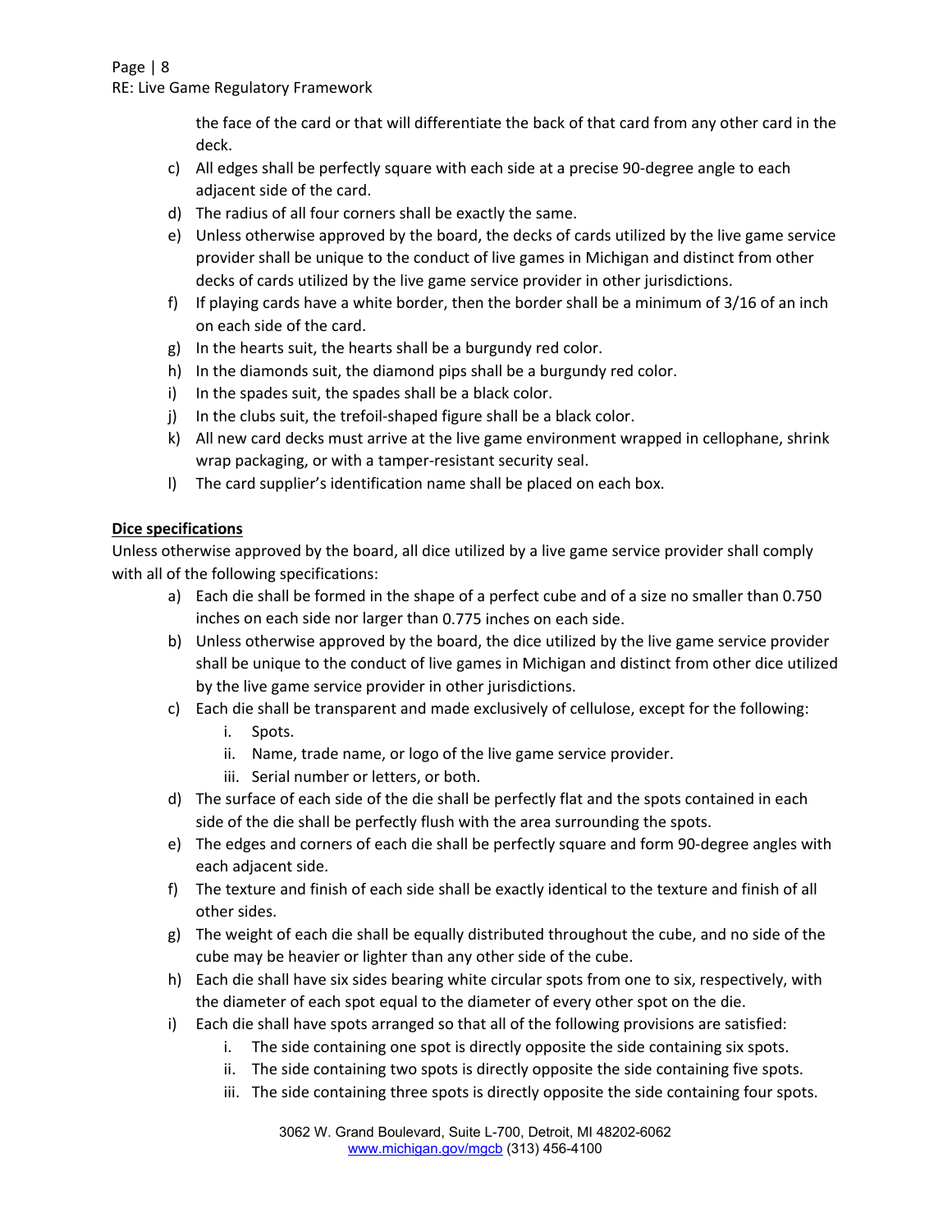the face of the card or that will differentiate the back of that card from any other card in the deck.

c) All edges shall be perfectly square with each side at a precise 90-degree angle to each adjacent side of the card.
d) The radius of all four corners shall be exactly the same.
e) Unless otherwise approved by the board, the decks of cards utilized by the live game service provider shall be unique to the conduct of live games in Michigan and distinct from other decks of cards utilized by the live game service provider in other jurisdictions.
f) If playing cards have a white border, then the border shall be a minimum of 3/16 of an inch on each side of the card.
g) In the hearts suit, the hearts shall be a burgundy red color.
h) In the diamonds suit, the diamond pips shall be a burgundy red color.
i) In the spades suit, the spades shall be a black color.
j) In the clubs suit, the trefoil-shaped figure shall be a black color.
k) All new card decks must arrive at the live game environment wrapped in cellophane, shrink wrap packaging, or with a tamper-resistant security seal.
l) The card supplier's identification name shall be placed on each box.

**Dice specifications**

Unless otherwise approved by the board, all dice utilized by a live game service provider shall comply with all of the following specifications:

a) Each die shall be formed in the shape of a perfect cube and of a size no smaller than 0.750 inches on each side nor larger than 0.775 inches on each side.
b) Unless otherwise approved by the board, the dice utilized by the live game service provider shall be unique to the conduct of live games in Michigan and distinct from other dice utilized by the live game service provider in other jurisdictions.
c) Each die shall be transparent and made exclusively of cellulose, except for the following:
    i. Spots.
    ii. Name, trade name, or logo of the live game service provider.
    iii. Serial number or letters, or both.
d) The surface of each side of the die shall be perfectly flat and the spots contained in each side of the die shall be perfectly flush with the area surrounding the spots.
e) The edges and corners of each die shall be perfectly square and form 90-degree angles with each adjacent side.
f) The texture and finish of each side shall be exactly identical to the texture and finish of all other sides.
g) The weight of each die shall be equally distributed throughout the cube, and no side of the cube may be heavier or lighter than any other side of the cube.
h) Each die shall have six sides bearing white circular spots from one to six, respectively, with the diameter of each spot equal to the diameter of every other spot on the die.
i) Each die shall have spots arranged so that all of the following provisions are satisfied:
    i. The side containing one spot is directly opposite the side containing six spots.
    ii. The side containing two spots is directly opposite the side containing five spots.
    iii. The side containing three spots is directly opposite the side containing four spots.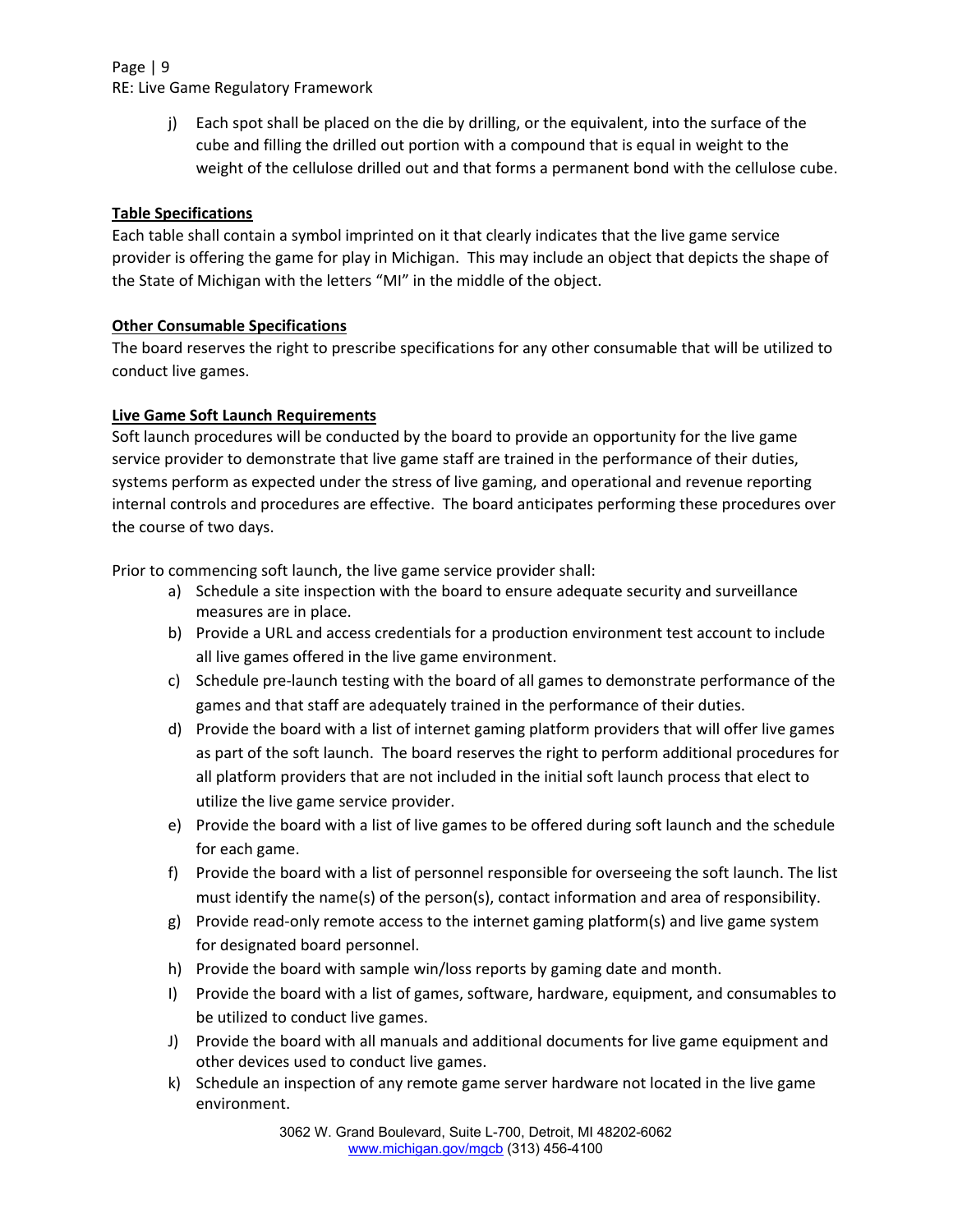j) Each spot shall be placed on the die by drilling, or the equivalent, into the surface of the cube and filling the drilled out portion with a compound that is equal in weight to the weight of the cellulose drilled out and that forms a permanent bond with the cellulose cube.

**Table Specifications**

Each table shall contain a symbol imprinted on it that clearly indicates that the live game service provider is offering the game for play in Michigan. This may include an object that depicts the shape of the State of Michigan with the letters "MI" in the middle of the object.

**Other Consumable Specifications**

The board reserves the right to prescribe specifications for any other consumable that will be utilized to conduct live games.

**Live Game Soft Launch Requirements**

Soft launch procedures will be conducted by the board to provide an opportunity for the live game service provider to demonstrate that live game staff are trained in the performance of their duties, systems perform as expected under the stress of live gaming, and operational and revenue reporting internal controls and procedures are effective. The board anticipates performing these procedures over the course of two days.

Prior to commencing soft launch, the live game service provider shall:

a) Schedule a site inspection with the board to ensure adequate security and surveillance measures are in place.
b) Provide a URL and access credentials for a production environment test account to include all live games offered in the live game environment.
c) Schedule pre-launch testing with the board of all games to demonstrate performance of the games and that staff are adequately trained in the performance of their duties.
d) Provide the board with a list of internet gaming platform providers that will offer live games as part of the soft launch. The board reserves the right to perform additional procedures for all platform providers that are not included in the initial soft launch process that elect to utilize the live game service provider.
e) Provide the board with a list of live games to be offered during soft launch and the schedule for each game.
f) Provide the board with a list of personnel responsible for overseeing the soft launch. The list must identify the name(s) of the person(s), contact information and area of responsibility.
g) Provide read-only remote access to the internet gaming platform(s) and live game system for designated board personnel.
h) Provide the board with sample win/loss reports by gaming date and month.
I) Provide the board with a list of games, software, hardware, equipment, and consumables to be utilized to conduct live games.
J) Provide the board with all manuals and additional documents for live game equipment and other devices used to conduct live games.
k) Schedule an inspection of any remote game server hardware not located in the live game environment.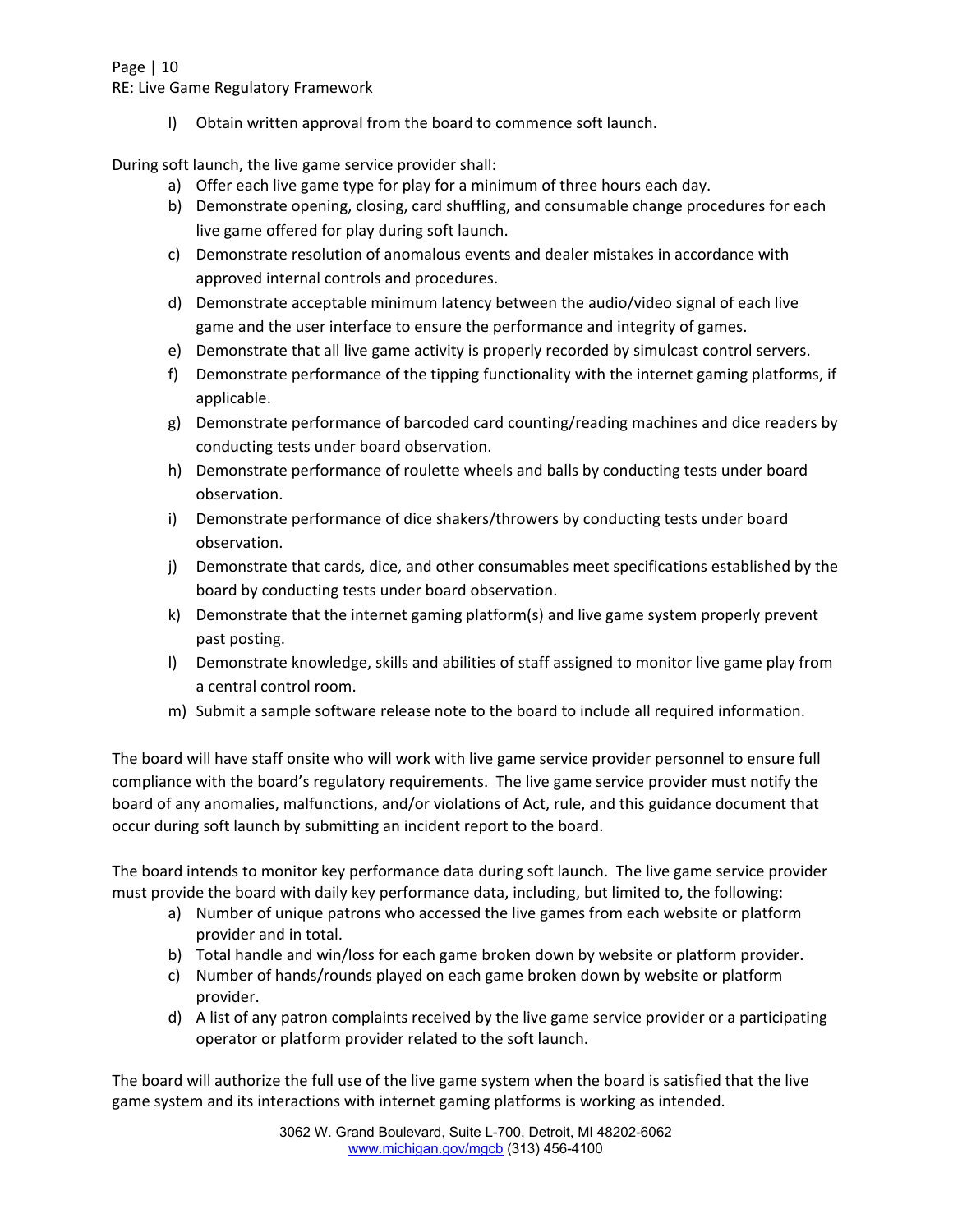l) Obtain written approval from the board to commence soft launch.

During soft launch, the live game service provider shall:

a) Offer each live game type for play for a minimum of three hours each day.
b) Demonstrate opening, closing, card shuffling, and consumable change procedures for each live game offered for play during soft launch.
c) Demonstrate resolution of anomalous events and dealer mistakes in accordance with approved internal controls and procedures.
d) Demonstrate acceptable minimum latency between the audio/video signal of each live game and the user interface to ensure the performance and integrity of games.
e) Demonstrate that all live game activity is properly recorded by simulcast control servers.
f) Demonstrate performance of the tipping functionality with the internet gaming platforms, if applicable.
g) Demonstrate performance of barcoded card counting/reading machines and dice readers by conducting tests under board observation.
h) Demonstrate performance of roulette wheels and balls by conducting tests under board observation.
i) Demonstrate performance of dice shakers/throwers by conducting tests under board observation.
j) Demonstrate that cards, dice, and other consumables meet specifications established by the board by conducting tests under board observation.
k) Demonstrate that the internet gaming platform(s) and live game system properly prevent past posting.
l) Demonstrate knowledge, skills and abilities of staff assigned to monitor live game play from a central control room.
m) Submit a sample software release note to the board to include all required information.

The board will have staff onsite who will work with live game service provider personnel to ensure full compliance with the board's regulatory requirements. The live game service provider must notify the board of any anomalies, malfunctions, and/or violations of Act, rule, and this guidance document that occur during soft launch by submitting an incident report to the board.

The board intends to monitor key performance data during soft launch. The live game service provider must provide the board with daily key performance data, including, but limited to, the following:

a) Number of unique patrons who accessed the live games from each website or platform provider and in total.
b) Total handle and win/loss for each game broken down by website or platform provider.
c) Number of hands/rounds played on each game broken down by website or platform provider.
d) A list of any patron complaints received by the live game service provider or a participating operator or platform provider related to the soft launch.

The board will authorize the full use of the live game system when the board is satisfied that the live game system and its interactions with internet gaming platforms is working as intended.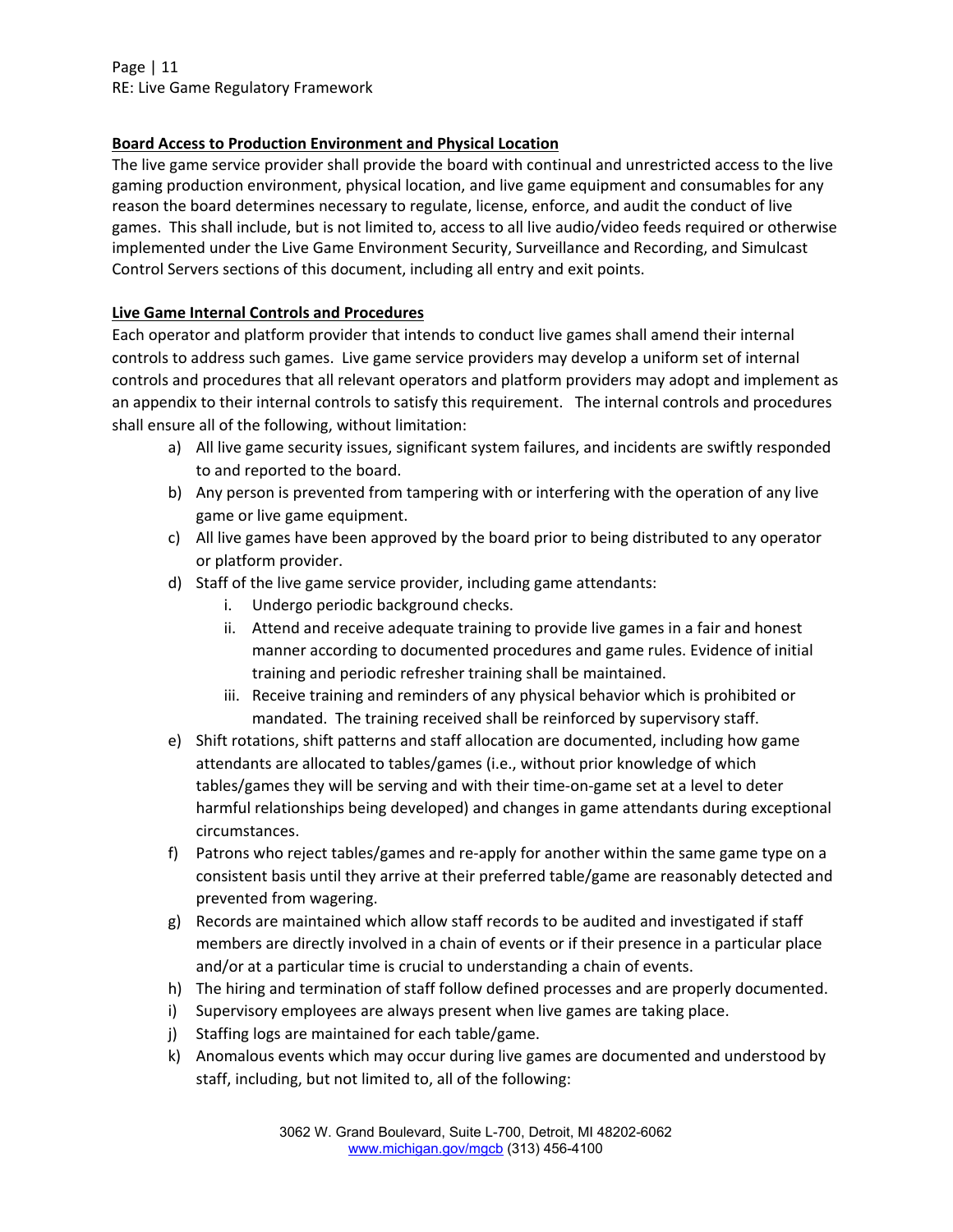**Board Access to Production Environment and Physical Location**

The live game service provider shall provide the board with continual and unrestricted access to the live gaming production environment, physical location, and live game equipment and consumables for any reason the board determines necessary to regulate, license, enforce, and audit the conduct of live games. This shall include, but is not limited to, access to all live audio/video feeds required or otherwise implemented under the Live Game Environment Security, Surveillance and Recording, and Simulcast Control Servers sections of this document, including all entry and exit points.

**Live Game Internal Controls and Procedures**

Each operator and platform provider that intends to conduct live games shall amend their internal controls to address such games. Live game service providers may develop a uniform set of internal controls and procedures that all relevant operators and platform providers may adopt and implement as an appendix to their internal controls to satisfy this requirement. The internal controls and procedures shall ensure all of the following, without limitation:

a) All live game security issues, significant system failures, and incidents are swiftly responded to and reported to the board.
b) Any person is prevented from tampering with or interfering with the operation of any live game or live game equipment.
c) All live games have been approved by the board prior to being distributed to any operator or platform provider.
d) Staff of the live game service provider, including game attendants:
    i. Undergo periodic background checks.
    ii. Attend and receive adequate training to provide live games in a fair and honest manner according to documented procedures and game rules. Evidence of initial training and periodic refresher training shall be maintained.
    iii. Receive training and reminders of any physical behavior which is prohibited or mandated. The training received shall be reinforced by supervisory staff.
e) Shift rotations, shift patterns and staff allocation are documented, including how game attendants are allocated to tables/games (i.e., without prior knowledge of which tables/games they will be serving and with their time-on-game set at a level to deter harmful relationships being developed) and changes in game attendants during exceptional circumstances.
f) Patrons who reject tables/games and re-apply for another within the same game type on a consistent basis until they arrive at their preferred table/game are reasonably detected and prevented from wagering.
g) Records are maintained which allow staff records to be audited and investigated if staff members are directly involved in a chain of events or if their presence in a particular place and/or at a particular time is crucial to understanding a chain of events.
h) The hiring and termination of staff follow defined processes and are properly documented.
i) Supervisory employees are always present when live games are taking place.
j) Staffing logs are maintained for each table/game.
k) Anomalous events which may occur during live games are documented and understood by staff, including, but not limited to, all of the following: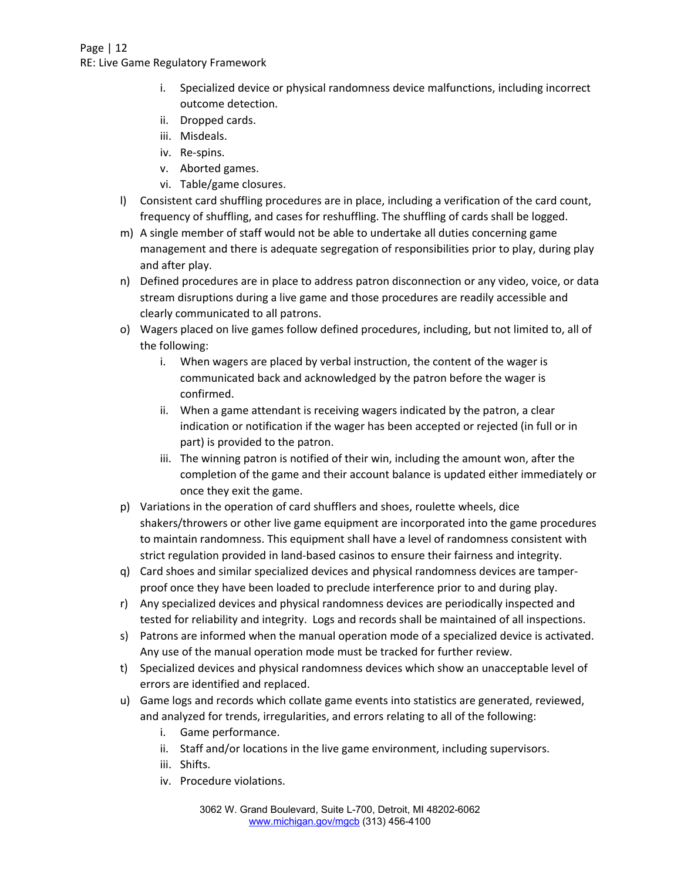i. Specialized device or physical randomness device malfunctions, including incorrect outcome detection.
   ii. Dropped cards.
   iii. Misdeals.
   iv. Re-spins.
   v. Aborted games.
   vi. Table/game closures.

l) Consistent card shuffling procedures are in place, including a verification of the card count, frequency of shuffling, and cases for reshuffling. The shuffling of cards shall be logged.

m) A single member of staff would not be able to undertake all duties concerning game management and there is adequate segregation of responsibilities prior to play, during play and after play.

n) Defined procedures are in place to address patron disconnection or any video, voice, or data stream disruptions during a live game and those procedures are readily accessible and clearly communicated to all patrons.

o) Wagers placed on live games follow defined procedures, including, but not limited to, all of the following:
   i. When wagers are placed by verbal instruction, the content of the wager is communicated back and acknowledged by the patron before the wager is confirmed.
   ii. When a game attendant is receiving wagers indicated by the patron, a clear indication or notification if the wager has been accepted or rejected (in full or in part) is provided to the patron.
   iii. The winning patron is notified of their win, including the amount won, after the completion of the game and their account balance is updated either immediately or once they exit the game.

p) Variations in the operation of card shufflers and shoes, roulette wheels, dice shakers/throwers or other live game equipment are incorporated into the game procedures to maintain randomness. This equipment shall have a level of randomness consistent with strict regulation provided in land-based casinos to ensure their fairness and integrity.

q) Card shoes and similar specialized devices and physical randomness devices are tamper-proof once they have been loaded to preclude interference prior to and during play.

r) Any specialized devices and physical randomness devices are periodically inspected and tested for reliability and integrity. Logs and records shall be maintained of all inspections.

s) Patrons are informed when the manual operation mode of a specialized device is activated. Any use of the manual operation mode must be tracked for further review.

t) Specialized devices and physical randomness devices which show an unacceptable level of errors are identified and replaced.

u) Game logs and records which collate game events into statistics are generated, reviewed, and analyzed for trends, irregularities, and errors relating to all of the following:
   i. Game performance.
   ii. Staff and/or locations in the live game environment, including supervisors.
   iii. Shifts.
   iv. Procedure violations.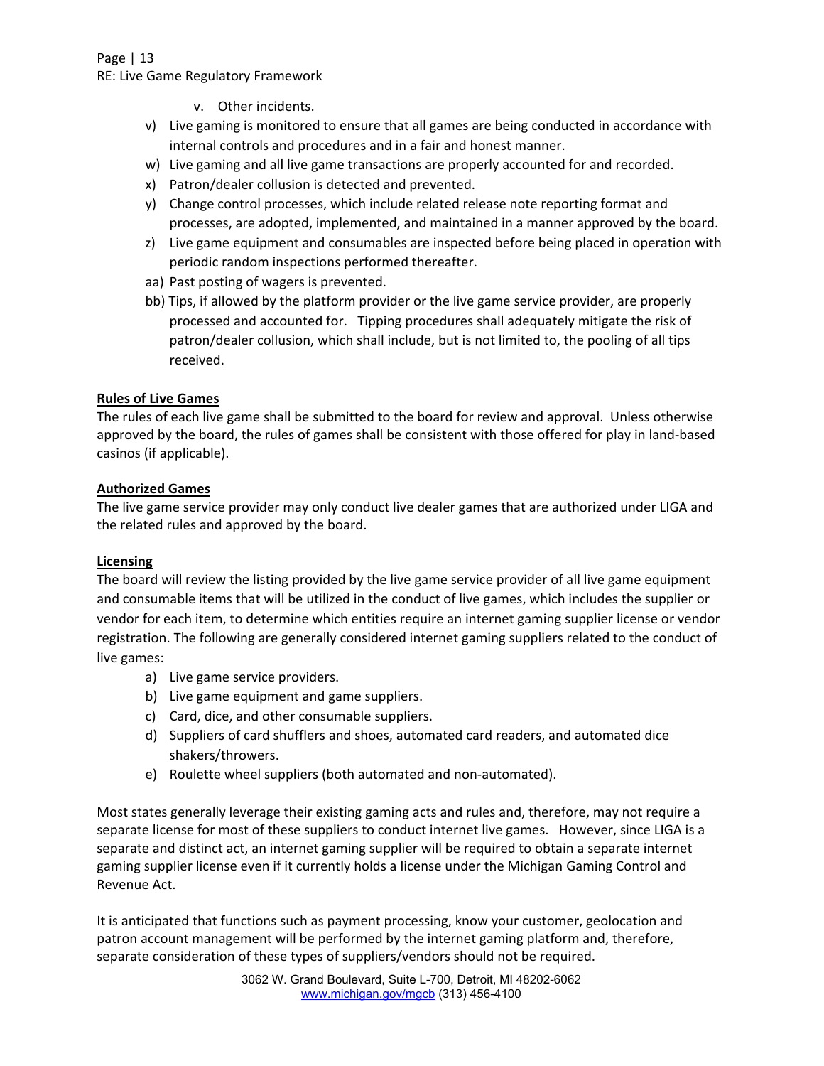v. Other incidents.

v) Live gaming is monitored to ensure that all games are being conducted in accordance with internal controls and procedures and in a fair and honest manner.
w) Live gaming and all live game transactions are properly accounted for and recorded.
x) Patron/dealer collusion is detected and prevented.
y) Change control processes, which include related release note reporting format and processes, are adopted, implemented, and maintained in a manner approved by the board.
z) Live game equipment and consumables are inspected before being placed in operation with periodic random inspections performed thereafter.
aa) Past posting of wagers is prevented.
bb) Tips, if allowed by the platform provider or the live game service provider, are properly processed and accounted for. Tipping procedures shall adequately mitigate the risk of patron/dealer collusion, which shall include, but is not limited to, the pooling of all tips received.

**Rules of Live Games**

The rules of each live game shall be submitted to the board for review and approval. Unless otherwise approved by the board, the rules of games shall be consistent with those offered for play in land-based casinos (if applicable).

**Authorized Games**

The live game service provider may only conduct live dealer games that are authorized under LIGA and the related rules and approved by the board.

**Licensing**

The board will review the listing provided by the live game service provider of all live game equipment and consumable items that will be utilized in the conduct of live games, which includes the supplier or vendor for each item, to determine which entities require an internet gaming supplier license or vendor registration. The following are generally considered internet gaming suppliers related to the conduct of live games:

a) Live game service providers.
b) Live game equipment and game suppliers.
c) Card, dice, and other consumable suppliers.
d) Suppliers of card shufflers and shoes, automated card readers, and automated dice shakers/throwers.
e) Roulette wheel suppliers (both automated and non-automated).

Most states generally leverage their existing gaming acts and rules and, therefore, may not require a separate license for most of these suppliers to conduct internet live games. However, since LIGA is a separate and distinct act, an internet gaming supplier will be required to obtain a separate internet gaming supplier license even if it currently holds a license under the Michigan Gaming Control and Revenue Act.

It is anticipated that functions such as payment processing, know your customer, geolocation and patron account management will be performed by the internet gaming platform and, therefore, separate consideration of these types of suppliers/vendors should not be required.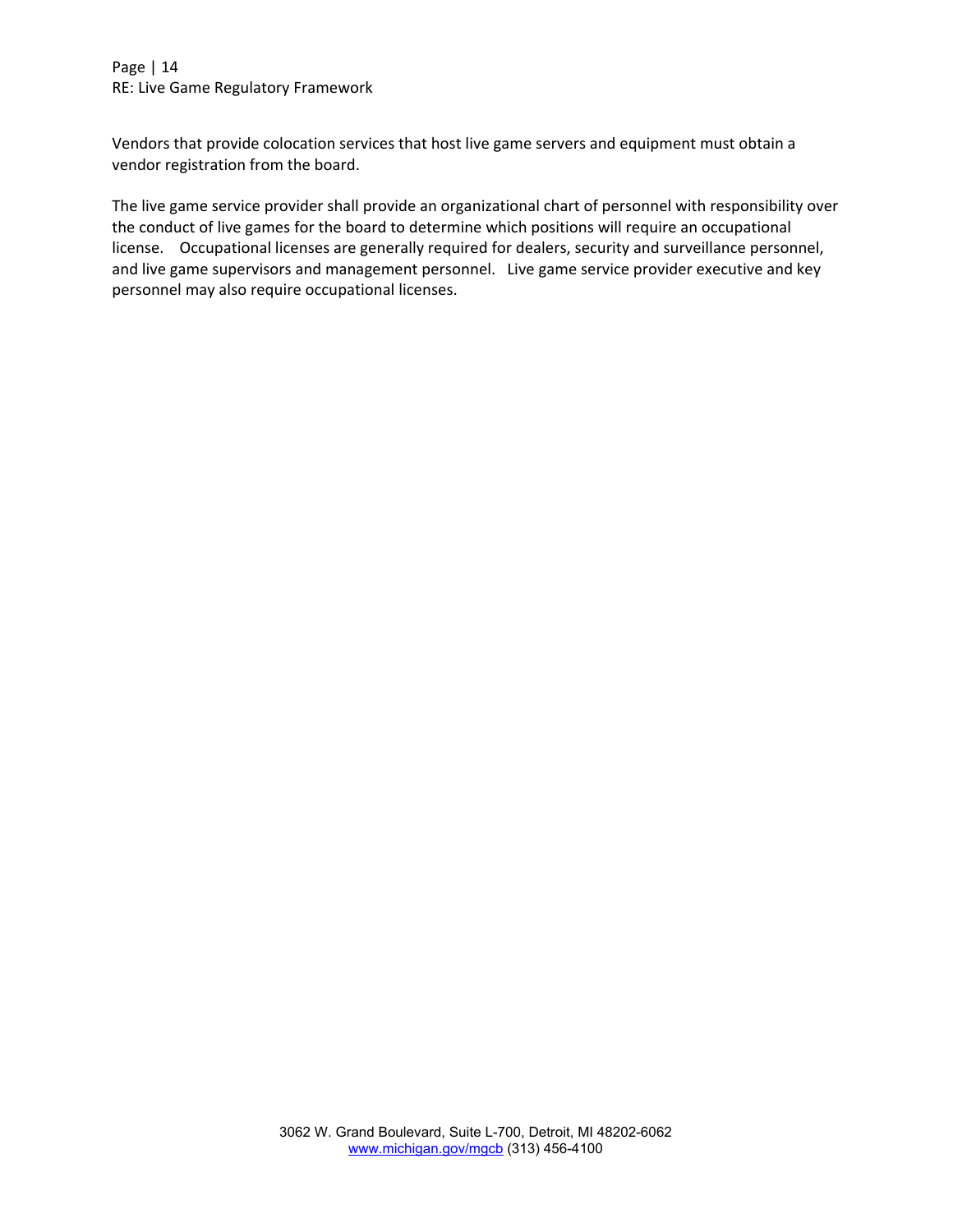Vendors that provide colocation services that host live game servers and equipment must obtain a vendor registration from the board.

The live game service provider shall provide an organizational chart of personnel with responsibility over the conduct of live games for the board to determine which positions will require an occupational license. Occupational licenses are generally required for dealers, security and surveillance personnel, and live game supervisors and management personnel. Live game service provider executive and key personnel may also require occupational licenses.